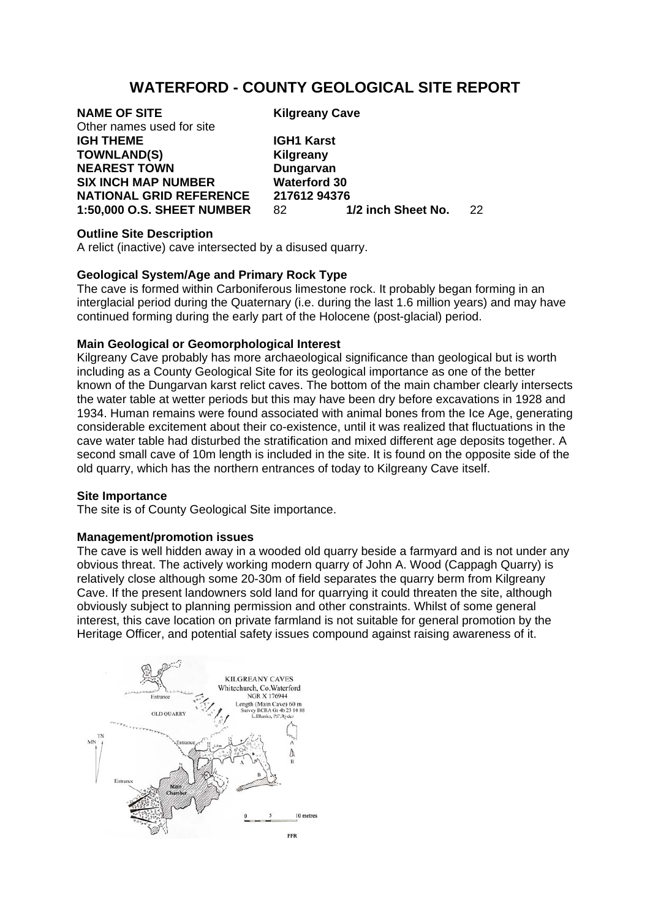# WATERFORD - COUNTY GEOLOGICAL SITE REPORT

| | | | |
|---|---|---|---|
| **NAME OF SITE** | **Kilgreany Cave** | | |
| Other names used for site | | | |
| **IGH THEME** | **IGH1 Karst** | | |
| **TOWNLAND(S)** | **Kilgreany** | | |
| **NEAREST TOWN** | **Dungarvan** | | |
| **SIX INCH MAP NUMBER** | **Waterford 30** | | |
| **NATIONAL GRID REFERENCE** | **217612 94376** | | |
| **1:50,000 O.S. SHEET NUMBER** | 82 | **1/2 inch Sheet No.** | 22 |

**Outline Site Description**

A relict (inactive) cave intersected by a disused quarry.

**Geological System/Age and Primary Rock Type**

The cave is formed within Carboniferous limestone rock. It probably began forming in an interglacial period during the Quaternary (i.e. during the last 1.6 million years) and may have continued forming during the early part of the Holocene (post-glacial) period.

**Main Geological or Geomorphological Interest**

Kilgreany Cave probably has more archaeological significance than geological but is worth including as a County Geological Site for its geological importance as one of the better known of the Dungarvan karst relict caves. The bottom of the main chamber clearly intersects the water table at wetter periods but this may have been dry before excavations in 1928 and 1934. Human remains were found associated with animal bones from the Ice Age, generating considerable excitement about their co-existence, until it was realized that fluctuations in the cave water table had disturbed the stratification and mixed different age deposits together. A second small cave of 10m length is included in the site. It is found on the opposite side of the old quarry, which has the northern entrances of today to Kilgreany Cave itself.

**Site Importance**

The site is of County Geological Site importance.

**Management/promotion issues**

The cave is well hidden away in a wooded old quarry beside a farmyard and is not under any obvious threat. The actively working modern quarry of John A. Wood (Cappagh Quarry) is relatively close although some 20-30m of field separates the quarry berm from Kilgreany Cave. If the present landowners sold land for quarrying it could threaten the site, although obviously subject to planning permission and other constraints. Whilst of some general interest, this cave location on private farmland is not suitable for general promotion by the Heritage Officer, and potential safety issues compound against raising awareness of it.

KILGREANY CAVES
Whitechurch, Co.Waterford
NGR X 176944
Length (Main Cave) 60 m
Survey BCRA Gr 4b 23 10 88
L.Dlanko, P.F.Ryder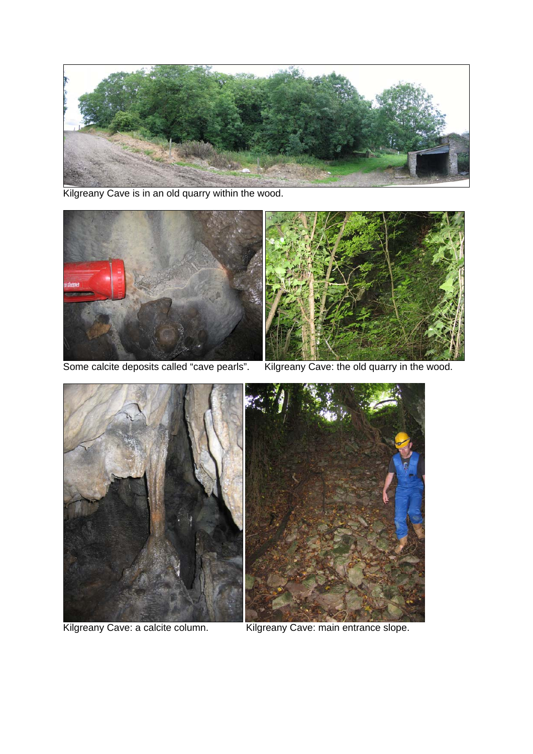Kilgreany Cave is in an old quarry within the wood.

Some calcite deposits called “cave pearls”.

Kilgreany Cave: the old quarry in the wood.

Kilgreany Cave: a calcite column.

Kilgreany Cave: main entrance slope.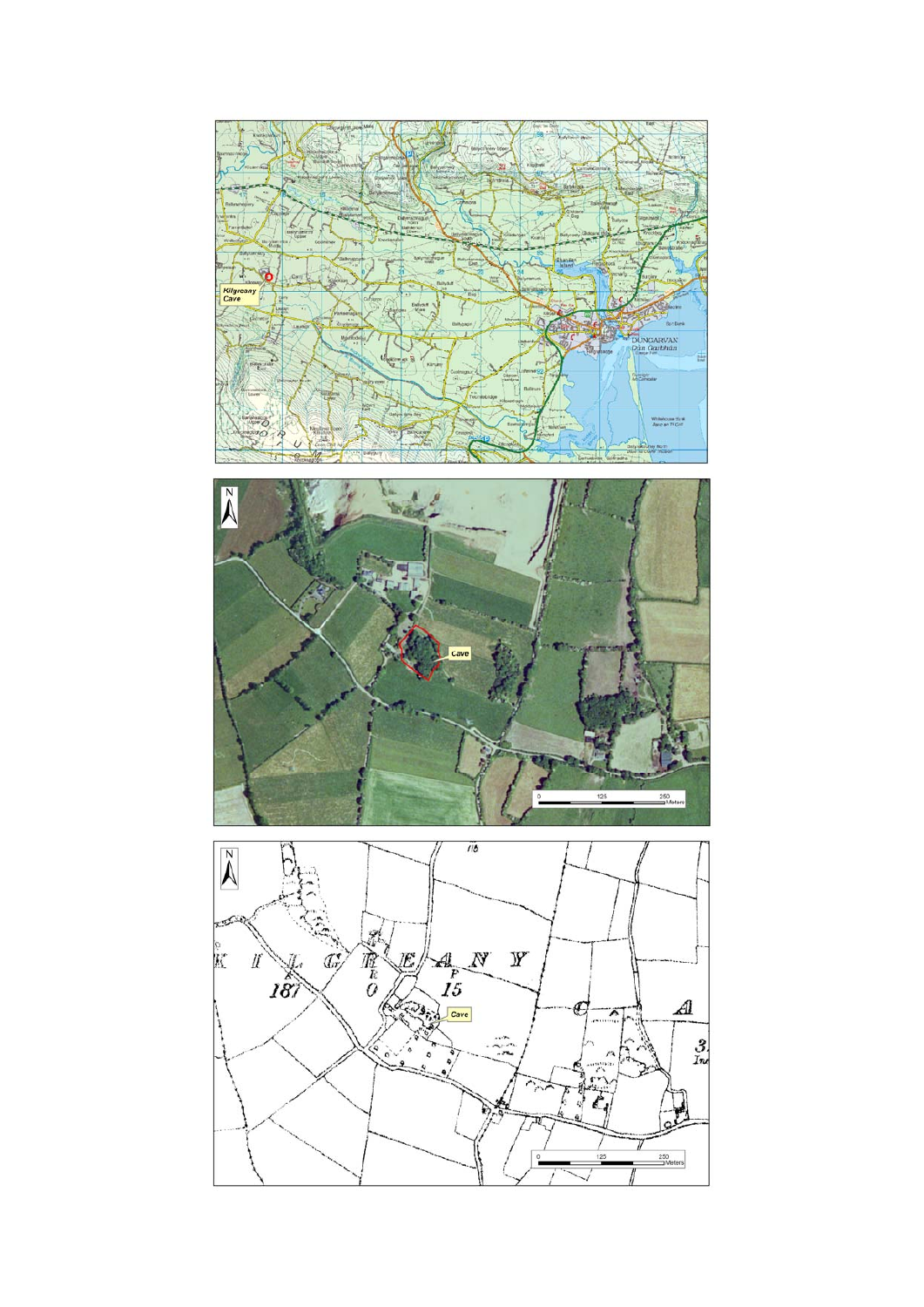Kilgreany Cave

DUNGARVAN
Dún Garbhán

N

Cave

0 125 250 Meters

N

KILGREANY

Cave

0 125 250 Meters